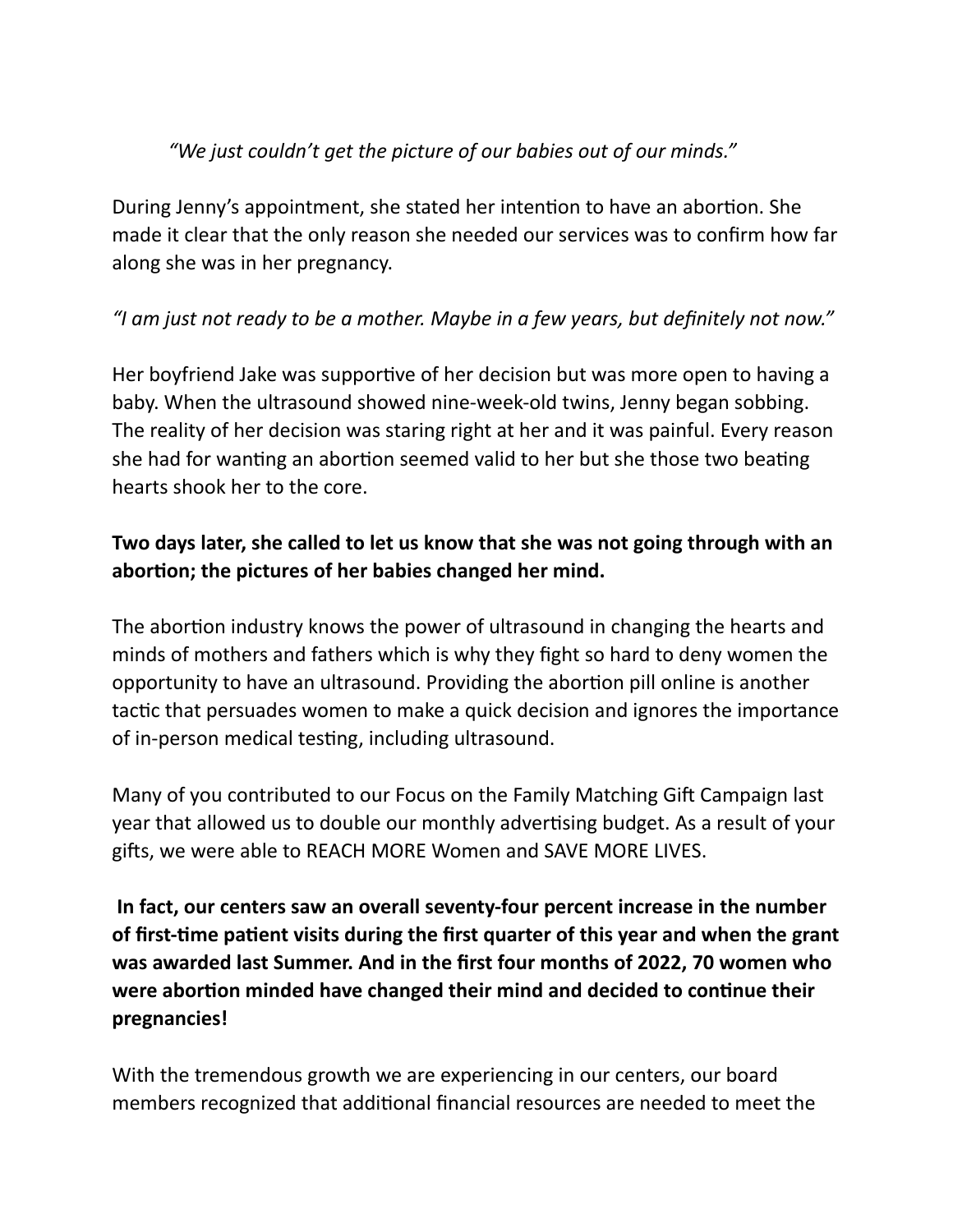*"We just couldn't get the picture of our babies out of our minds."*

During Jenny's appointment, she stated her intention to have an abortion. She made it clear that the only reason she needed our services was to confirm how far along she was in her pregnancy.

*"I am just not ready to be a mother. Maybe in a few years, but definitely not now."*

Her boyfriend Jake was supportive of her decision but was more open to having a baby. When the ultrasound showed nine-week-old twins, Jenny began sobbing. The reality of her decision was staring right at her and it was painful. Every reason she had for wanting an abortion seemed valid to her but she those two beating hearts shook her to the core.

**Two days later, she called to let us know that she was not going through with an abortion; the pictures of her babies changed her mind.**

The abortion industry knows the power of ultrasound in changing the hearts and minds of mothers and fathers which is why they fight so hard to deny women the opportunity to have an ultrasound. Providing the abortion pill online is another tactic that persuades women to make a quick decision and ignores the importance of in-person medical testing, including ultrasound.

Many of you contributed to our Focus on the Family Matching Gift Campaign last year that allowed us to double our monthly advertising budget. As a result of your gifts, we were able to REACH MORE Women and SAVE MORE LIVES.

**In fact, our centers saw an overall seventy-four percent increase in the number of first-time patient visits during the first quarter of this year and when the grant was awarded last Summer. And in the first four months of 2022, 70 women who were abortion minded have changed their mind and decided to continue their pregnancies!**

With the tremendous growth we are experiencing in our centers, our board members recognized that additional financial resources are needed to meet the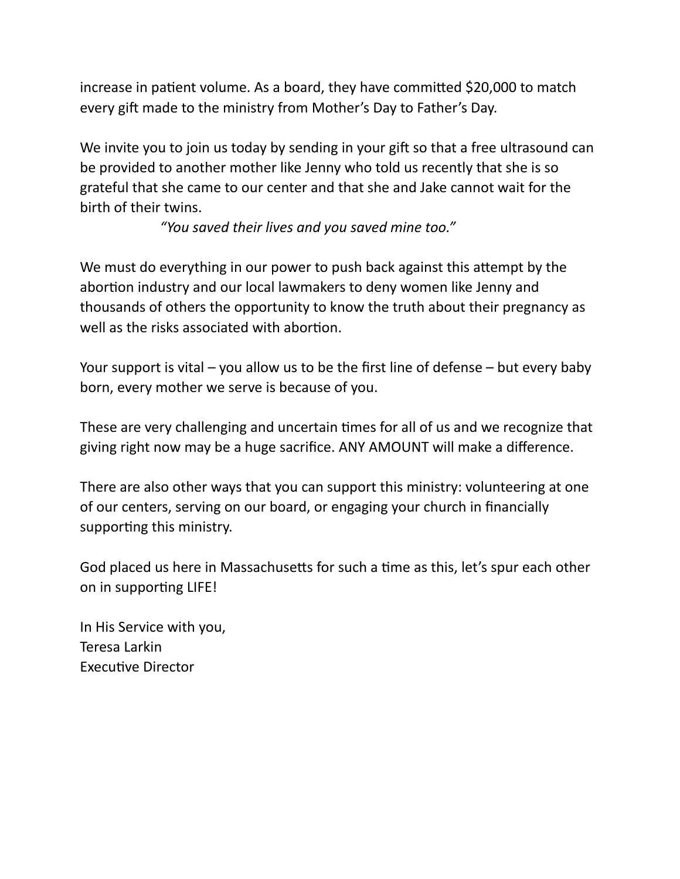increase in patient volume. As a board, they have committed $20,000 to match every gift made to the ministry from Mother's Day to Father's Day.

We invite you to join us today by sending in your gift so that a free ultrasound can be provided to another mother like Jenny who told us recently that she is so grateful that she came to our center and that she and Jake cannot wait for the birth of their twins.

*"You saved their lives and you saved mine too."*

We must do everything in our power to push back against this attempt by the abortion industry and our local lawmakers to deny women like Jenny and thousands of others the opportunity to know the truth about their pregnancy as well as the risks associated with abortion.

Your support is vital – you allow us to be the first line of defense – but every baby born, every mother we serve is because of you.

These are very challenging and uncertain times for all of us and we recognize that giving right now may be a huge sacrifice. ANY AMOUNT will make a difference.

There are also other ways that you can support this ministry: volunteering at one of our centers, serving on our board, or engaging your church in financially supporting this ministry.

God placed us here in Massachusetts for such a time as this, let's spur each other on in supporting LIFE!

In His Service with you,
Teresa Larkin
Executive Director